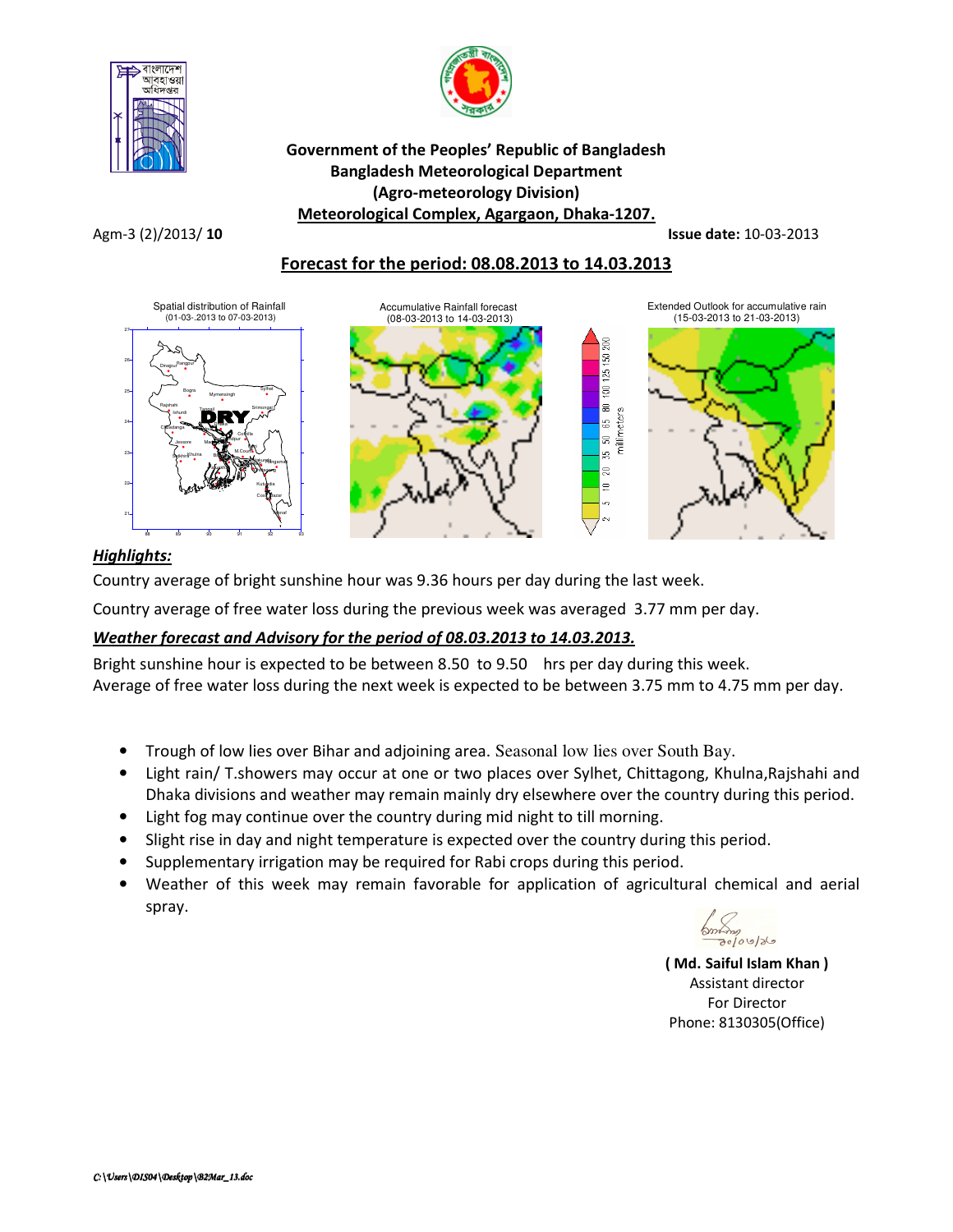**Government of the Peoples' Republic of Bangladesh**
**Bangladesh Meteorological Department**
**(Agro-meteorology Division)**
**Meteorological Complex, Agargaon, Dhaka-1207.**

Agm-3 (2)/2013/ **10** **Issue date:** 10-03-2013

## Forecast for the period: 08.08.2013 to 14.03.2013

Spatial distribution of Rainfall (01-03-.2013 to 07-03-2013)

Accumulative Rainfall forecast (08-03-2013 to 14-03-2013)

Extended Outlook for accumulative rain (15-03-2013 to 21-03-2013)

### *Highlights:*

Country average of bright sunshine hour was 9.36 hours per day during the last week.

Country average of free water loss during the previous week was averaged 3.77 mm per day.

***Weather forecast and Advisory for the period of 08.03.2013 to 14.03.2013.***

Bright sunshine hour is expected to be between 8.50 to 9.50 hrs per day during this week.
Average of free water loss during the next week is expected to be between 3.75 mm to 4.75 mm per day.

- Trough of low lies over Bihar and adjoining area. Seasonal low lies over South Bay.
- Light rain/ T.showers may occur at one or two places over Sylhet, Chittagong, Khulna,Rajshahi and Dhaka divisions and weather may remain mainly dry elsewhere over the country during this period.
- Light fog may continue over the country during mid night to till morning.
- Slight rise in day and night temperature is expected over the country during this period.
- Supplementary irrigation may be required for Rabi crops during this period.
- Weather of this week may remain favorable for application of agricultural chemical and aerial spray.

**( Md. Saiful Islam Khan )**
Assistant director
For Director
Phone: 8130305(Office)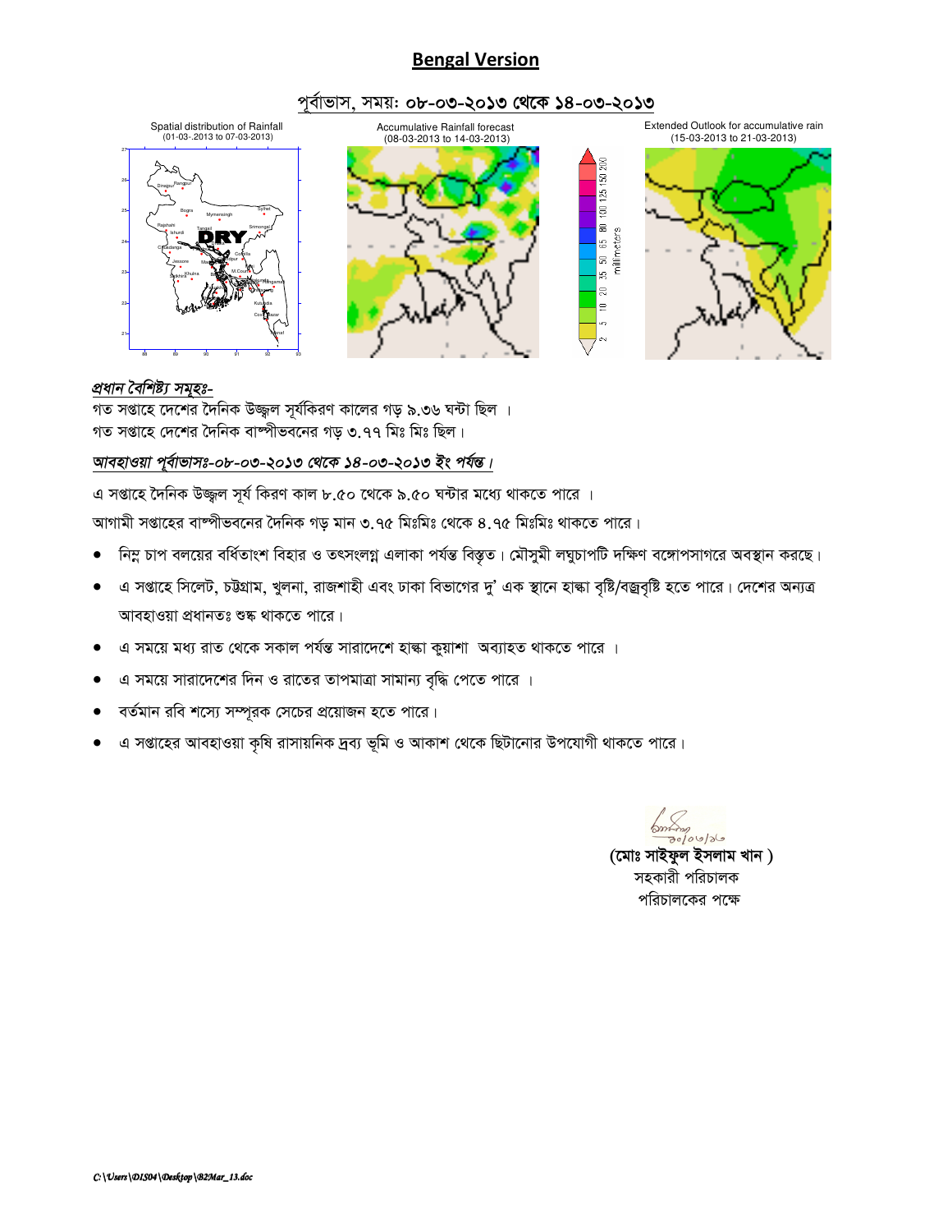## Bengal Version

### পূর্বাভাস, সময়: ০৮-০৩-২০১৩ থেকে ১৪-০৩-২০১৩

Spatial distribution of Rainfall (01-03-.2013 to 07-03-2013)

Accumulative Rainfall forecast (08-03-2013 to 14-03-2013)

Extended Outlook for accumulative rain (15-03-2013 to 21-03-2013)

***প্রধান বৈশিষ্ট্য সমূহঃ-***

গত সপ্তাহে দেশের দৈনিক উজ্জল সূর্যকিরণ কালের গড় ৯.৩৬ ঘন্টা ছিল ।
গত সপ্তাহে দেশের দৈনিক বাষ্পীভবনের গড় ৩.৭৭ মিঃ মিঃ ছিল।

***আবহাওয়া পূর্বাভাসঃ-০৮-০৩-২০১৩ থেকে ১৪-০৩-২০১৩ ইং পর্যন্ত।***

এ সপ্তাহে দৈনিক উজ্জল সূর্য কিরণ কাল ৮.৫০ থেকে ৯.৫০ ঘন্টার মধ্যে থাকতে পারে ।

আগামী সপ্তাহের বাষ্পীভবনের দৈনিক গড় মান ৩.৭৫ মিঃমিঃ থেকে ৪.৭৫ মিঃমিঃ থাকতে পারে।

- নিম্ন চাপ বলয়ের বর্ধিতাংশ বিহার ও তৎসংলগ্ন এলাকা পর্যন্ত বিস্তৃত। মৌসুমী লঘুচাপটি দক্ষিণ বঙ্গোপসাগরে অবস্থান করছে।
- এ সপ্তাহে সিলেট, চট্টগ্রাম, খুলনা, রাজশাহী এবং ঢাকা বিভাগের দু' এক স্থানে হাল্কা বৃষ্টি/বজ্রবৃষ্টি হতে পারে। দেশের অন্যত্র আবহাওয়া প্রধানতঃ শুষ্ক থাকতে পারে।
- এ সময়ে মধ্য রাত থেকে সকাল পর্যন্ত সারাদেশে হাল্কা কুয়াশা অব্যাহত থাকতে পারে ।
- এ সময়ে সারাদেশের দিন ও রাতের তাপমাত্রা সামান্য বৃদ্ধি পেতে পারে ।
- বর্তমান রবি শস্যে সম্পূরক সেচের প্রয়োজন হতে পারে।
- এ সপ্তাহের আবহাওয়া কৃষি রাসায়নিক দ্রব্য ভূমি ও আকাশ থেকে ছিটানোর উপযোগী থাকতে পারে।

**(মোঃ সাইফুল ইসলাম খান )**
সহকারী পরিচালক
পরিচালকের পক্ষে

*C:\Users\DIS04\Desktop\B2Mar_13.doc*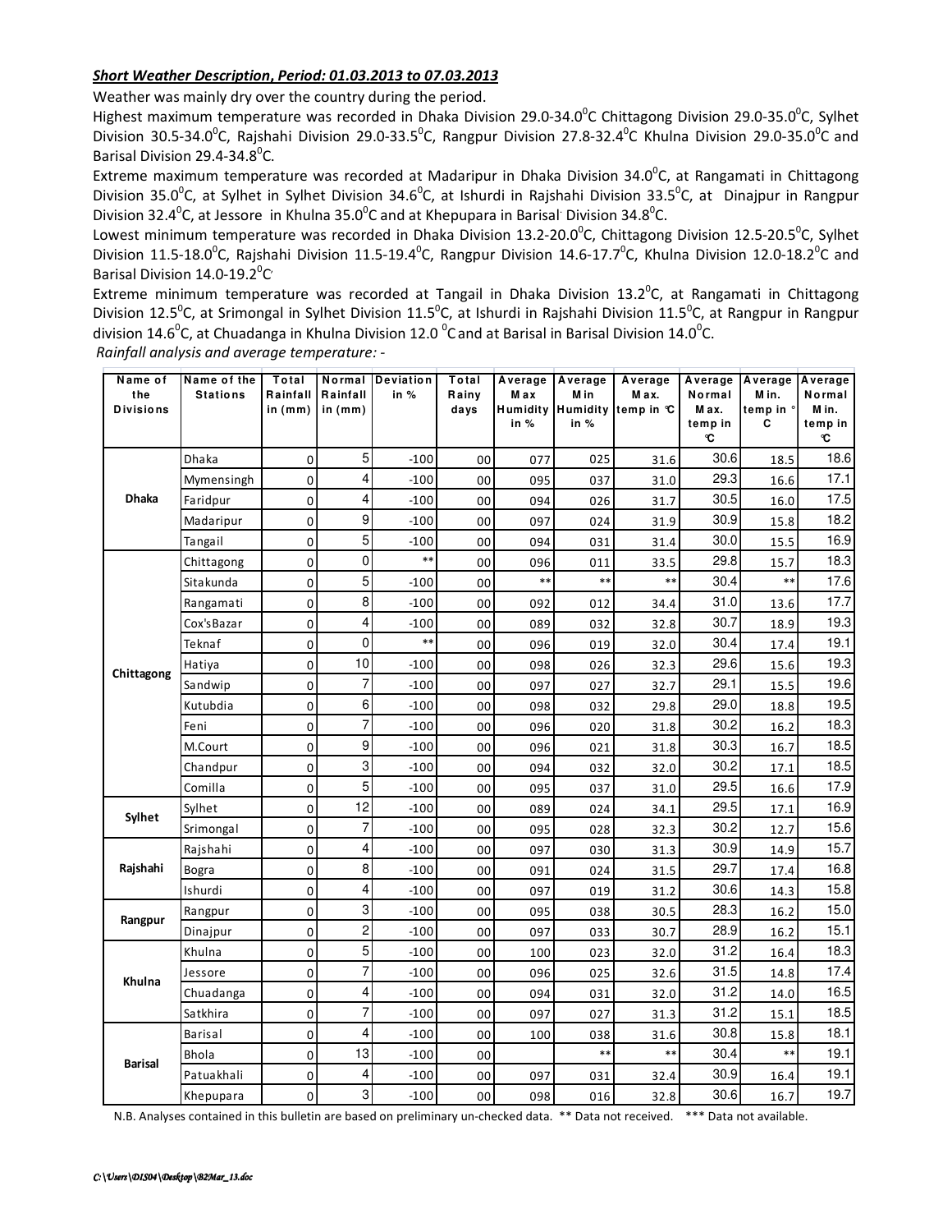***Short Weather Description, Period: 01.03.2013 to 07.03.2013***

Weather was mainly dry over the country during the period.

Highest maximum temperature was recorded in Dhaka Division 29.0-34.0$^0$C Chittagong Division 29.0-35.0$^0$C, Sylhet Division 30.5-34.0$^0$C, Rajshahi Division 29.0-33.5$^0$C, Rangpur Division 27.8-32.4$^0$C Khulna Division 29.0-35.0$^0$C and Barisal Division 29.4-34.8$^0$C.

Extreme maximum temperature was recorded at Madaripur in Dhaka Division 34.0$^0$C, at Rangamati in Chittagong Division 35.0$^0$C, at Sylhet in Sylhet Division 34.6$^0$C, at Ishurdi in Rajshahi Division 33.5$^0$C, at Dinajpur in Rangpur Division 32.4$^0$C, at Jessore in Khulna 35.0$^0$C and at Khepupara in Barisal Division 34.8$^0$C.

Lowest minimum temperature was recorded in Dhaka Division 13.2-20.0$^0$C, Chittagong Division 12.5-20.5$^0$C, Sylhet Division 11.5-18.0$^0$C, Rajshahi Division 11.5-19.4$^0$C, Rangpur Division 14.6-17.7$^0$C, Khulna Division 12.0-18.2$^0$C and Barisal Division 14.0-19.2$^0$C.

Extreme minimum temperature was recorded at Tangail in Dhaka Division 13.2$^0$C, at Rangamati in Chittagong Division 12.5$^0$C, at Srimongal in Sylhet Division 11.5$^0$C, at Ishurdi in Rajshahi Division 11.5$^0$C, at Rangpur in Rangpur division 14.6$^0$C, at Chuadanga in Khulna Division 12.0 $^0$C and at Barisal in Barisal Division 14.0$^0$C.

*Rainfall analysis and average temperature: -*

| Name of the Divisions | Name of the Stations | Total Rainfall in (mm) | Normal Rainfall in (mm) | Deviation in % | Total Rainy days | Average Max Humidity in % | Average Min Humidity in % | Average Max. temp in ℃ | Average Normal Max. temp in ℃ | Average Min. temp in ℃ | Average Normal Min. temp in ℃ |
|---|---|---|---|---|---|---|---|---|---|---|---|
| Dhaka | Dhaka | 0 | 5 | -100 | 00 | 077 | 025 | 31.6 | 30.6 | 18.5 | 18.6 |
| | Mymensingh | 0 | 4 | -100 | 00 | 095 | 037 | 31.0 | 29.3 | 16.6 | 17.1 |
| | Faridpur | 0 | 4 | -100 | 00 | 094 | 026 | 31.7 | 30.5 | 16.0 | 17.5 |
| | Madaripur | 0 | 9 | -100 | 00 | 097 | 024 | 31.9 | 30.9 | 15.8 | 18.2 |
| | Tangail | 0 | 5 | -100 | 00 | 094 | 031 | 31.4 | 30.0 | 15.5 | 16.9 |
| Chittagong | Chittagong | 0 | 0 | ** | 00 | 096 | 011 | 33.5 | 29.8 | 15.7 | 18.3 |
| | Sitakunda | 0 | 5 | -100 | 00 | ** | ** | ** | 30.4 | ** | 17.6 |
| | Rangamati | 0 | 8 | -100 | 00 | 092 | 012 | 34.4 | 31.0 | 13.6 | 17.7 |
| | Cox'sBazar | 0 | 4 | -100 | 00 | 089 | 032 | 32.8 | 30.7 | 18.9 | 19.3 |
| | Teknaf | 0 | 0 | ** | 00 | 096 | 019 | 32.0 | 30.4 | 17.4 | 19.1 |
| | Hatiya | 0 | 10 | -100 | 00 | 098 | 026 | 32.3 | 29.6 | 15.6 | 19.3 |
| | Sandwip | 0 | 7 | -100 | 00 | 097 | 027 | 32.7 | 29.1 | 15.5 | 19.6 |
| | Kutubdia | 0 | 6 | -100 | 00 | 098 | 032 | 29.8 | 29.0 | 18.8 | 19.5 |
| | Feni | 0 | 7 | -100 | 00 | 096 | 020 | 31.8 | 30.2 | 16.2 | 18.3 |
| | M.Court | 0 | 9 | -100 | 00 | 096 | 021 | 31.8 | 30.3 | 16.7 | 18.5 |
| | Chandpur | 0 | 3 | -100 | 00 | 094 | 032 | 32.0 | 30.2 | 17.1 | 18.5 |
| | Comilla | 0 | 5 | -100 | 00 | 095 | 037 | 31.0 | 29.5 | 16.6 | 17.9 |
| Sylhet | Sylhet | 0 | 12 | -100 | 00 | 089 | 024 | 34.1 | 29.5 | 17.1 | 16.9 |
| | Srimongal | 0 | 7 | -100 | 00 | 095 | 028 | 32.3 | 30.2 | 12.7 | 15.6 |
| Rajshahi | Rajshahi | 0 | 4 | -100 | 00 | 097 | 030 | 31.3 | 30.9 | 14.9 | 15.7 |
| | Bogra | 0 | 8 | -100 | 00 | 091 | 024 | 31.5 | 29.7 | 17.4 | 16.8 |
| | Ishurdi | 0 | 4 | -100 | 00 | 097 | 019 | 31.2 | 30.6 | 14.3 | 15.8 |
| Rangpur | Rangpur | 0 | 3 | -100 | 00 | 095 | 038 | 30.5 | 28.3 | 16.2 | 15.0 |
| | Dinajpur | 0 | 2 | -100 | 00 | 097 | 033 | 30.7 | 28.9 | 16.2 | 15.1 |
| Khulna | Khulna | 0 | 5 | -100 | 00 | 100 | 023 | 32.0 | 31.2 | 16.4 | 18.3 |
| | Jessore | 0 | 7 | -100 | 00 | 096 | 025 | 32.6 | 31.5 | 14.8 | 17.4 |
| | Chuadanga | 0 | 4 | -100 | 00 | 094 | 031 | 32.0 | 31.2 | 14.0 | 16.5 |
| | Satkhira | 0 | 7 | -100 | 00 | 097 | 027 | 31.3 | 31.2 | 15.1 | 18.5 |
| Barisal | Barisal | 0 | 4 | -100 | 00 | 100 | 038 | 31.6 | 30.8 | 15.8 | 18.1 |
| | Bhola | 0 | 13 | -100 | 00 | | ** | ** | 30.4 | ** | 19.1 |
| | Patuakhali | 0 | 4 | -100 | 00 | 097 | 031 | 32.4 | 30.9 | 16.4 | 19.1 |
| | Khepupara | 0 | 3 | -100 | 00 | 098 | 016 | 32.8 | 30.6 | 16.7 | 19.7 |

N.B. Analyses contained in this bulletin are based on preliminary un-checked data. ** Data not received. *** Data not available.

*C:\Users\DIS04\Desktop\B2Mar_13.doc*